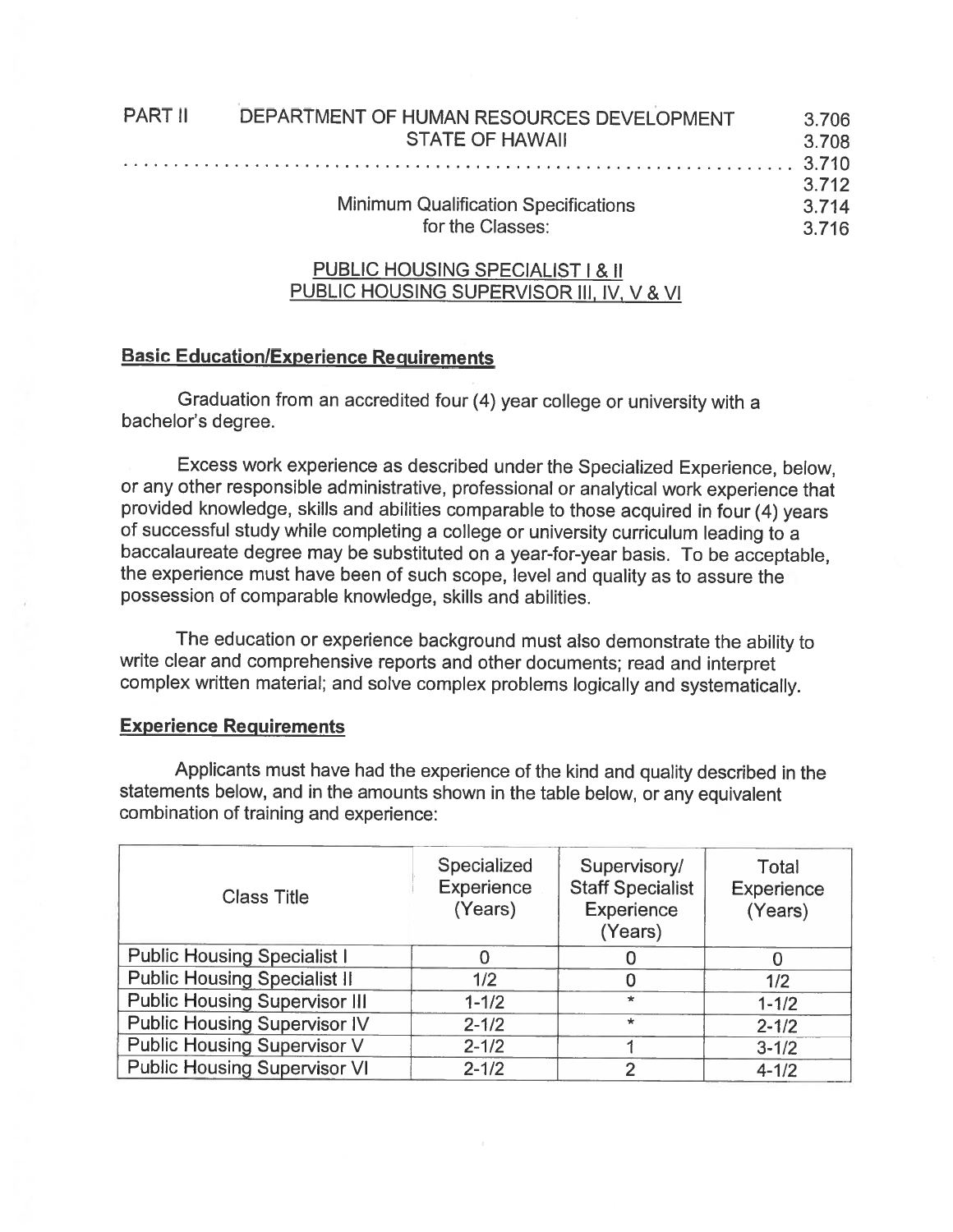PART II DEPARTMENT OF HUMAN RESOURCES DEVELOPMENT 3.706
STATE OF HAWAII 3.708

. . . . . . . . . . . . . . . . . . . . . . . . . . . . . . . . . . . . . . . . . . . . . . . . . . . . . . . . . . 3.710
3.712

Minimum Qualification Specifications 3.714
for the Classes: 3.716

## PUBLIC HOUSING SPECIALIST I & II
## PUBLIC HOUSING SUPERVISOR III, IV, V & VI

### Basic Education/Experience Requirements

Graduation from an accredited four (4) year college or university with a bachelor's degree.

Excess work experience as described under the Specialized Experience, below, or any other responsible administrative, professional or analytical work experience that provided knowledge, skills and abilities comparable to those acquired in four (4) years of successful study while completing a college or university curriculum leading to a baccalaureate degree may be substituted on a year-for-year basis. To be acceptable, the experience must have been of such scope, level and quality as to assure the possession of comparable knowledge, skills and abilities.

The education or experience background must also demonstrate the ability to write clear and comprehensive reports and other documents; read and interpret complex written material; and solve complex problems logically and systematically.

### Experience Requirements

Applicants must have had the experience of the kind and quality described in the statements below, and in the amounts shown in the table below, or any equivalent combination of training and experience:

| Class Title | Specialized Experience (Years) | Supervisory/ Staff Specialist Experience (Years) | Total Experience (Years) |
|---|---|---|---|
| Public Housing Specialist I | 0 | 0 | 0 |
| Public Housing Specialist II | 1/2 | 0 | 1/2 |
| Public Housing Supervisor III | 1-1/2 | * | 1-1/2 |
| Public Housing Supervisor IV | 2-1/2 | * | 2-1/2 |
| Public Housing Supervisor V | 2-1/2 | 1 | 3-1/2 |
| Public Housing Supervisor VI | 2-1/2 | 2 | 4-1/2 |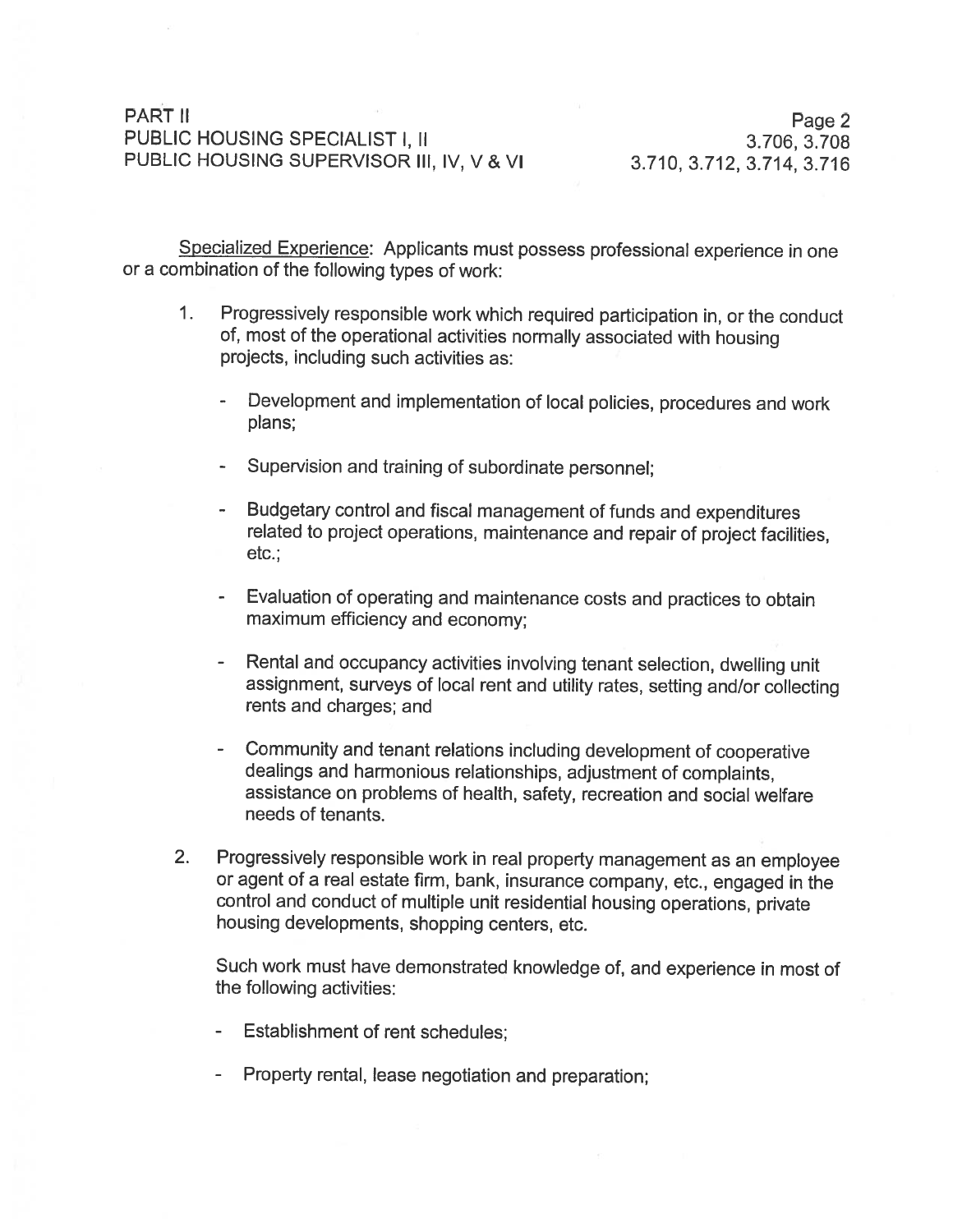<u>Specialized Experience</u>: Applicants must possess professional experience in one or a combination of the following types of work:

1. Progressively responsible work which required participation in, or the conduct of, most of the operational activities normally associated with housing projects, including such activities as:

   - Development and implementation of local policies, procedures and work plans;

   - Supervision and training of subordinate personnel;

   - Budgetary control and fiscal management of funds and expenditures related to project operations, maintenance and repair of project facilities, etc.;

   - Evaluation of operating and maintenance costs and practices to obtain maximum efficiency and economy;

   - Rental and occupancy activities involving tenant selection, dwelling unit assignment, surveys of local rent and utility rates, setting and/or collecting rents and charges; and

   - Community and tenant relations including development of cooperative dealings and harmonious relationships, adjustment of complaints, assistance on problems of health, safety, recreation and social welfare needs of tenants.

2. Progressively responsible work in real property management as an employee or agent of a real estate firm, bank, insurance company, etc., engaged in the control and conduct of multiple unit residential housing operations, private housing developments, shopping centers, etc.

   Such work must have demonstrated knowledge of, and experience in most of the following activities:

   - Establishment of rent schedules;

   - Property rental, lease negotiation and preparation;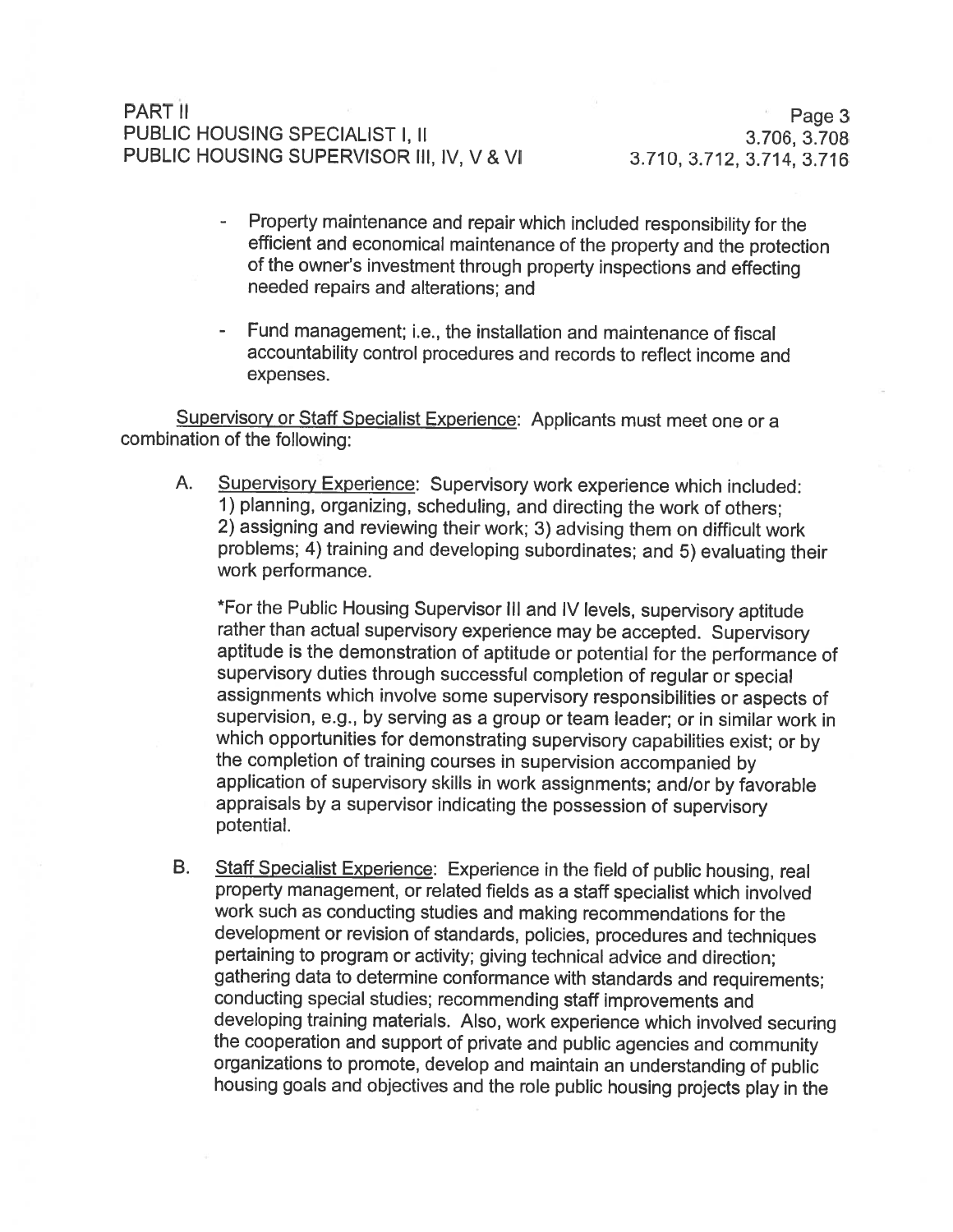- Property maintenance and repair which included responsibility for the efficient and economical maintenance of the property and the protection of the owner's investment through property inspections and effecting needed repairs and alterations; and

- Fund management; i.e., the installation and maintenance of fiscal accountability control procedures and records to reflect income and expenses.

Supervisory or Staff Specialist Experience: Applicants must meet one or a combination of the following:

A. Supervisory Experience: Supervisory work experience which included: 1) planning, organizing, scheduling, and directing the work of others; 2) assigning and reviewing their work; 3) advising them on difficult work problems; 4) training and developing subordinates; and 5) evaluating their work performance.

   *For the Public Housing Supervisor III and IV levels, supervisory aptitude rather than actual supervisory experience may be accepted. Supervisory aptitude is the demonstration of aptitude or potential for the performance of supervisory duties through successful completion of regular or special assignments which involve some supervisory responsibilities or aspects of supervision, e.g., by serving as a group or team leader; or in similar work in which opportunities for demonstrating supervisory capabilities exist; or by the completion of training courses in supervision accompanied by application of supervisory skills in work assignments; and/or by favorable appraisals by a supervisor indicating the possession of supervisory potential.

B. Staff Specialist Experience: Experience in the field of public housing, real property management, or related fields as a staff specialist which involved work such as conducting studies and making recommendations for the development or revision of standards, policies, procedures and techniques pertaining to program or activity; giving technical advice and direction; gathering data to determine conformance with standards and requirements; conducting special studies; recommending staff improvements and developing training materials. Also, work experience which involved securing the cooperation and support of private and public agencies and community organizations to promote, develop and maintain an understanding of public housing goals and objectives and the role public housing projects play in the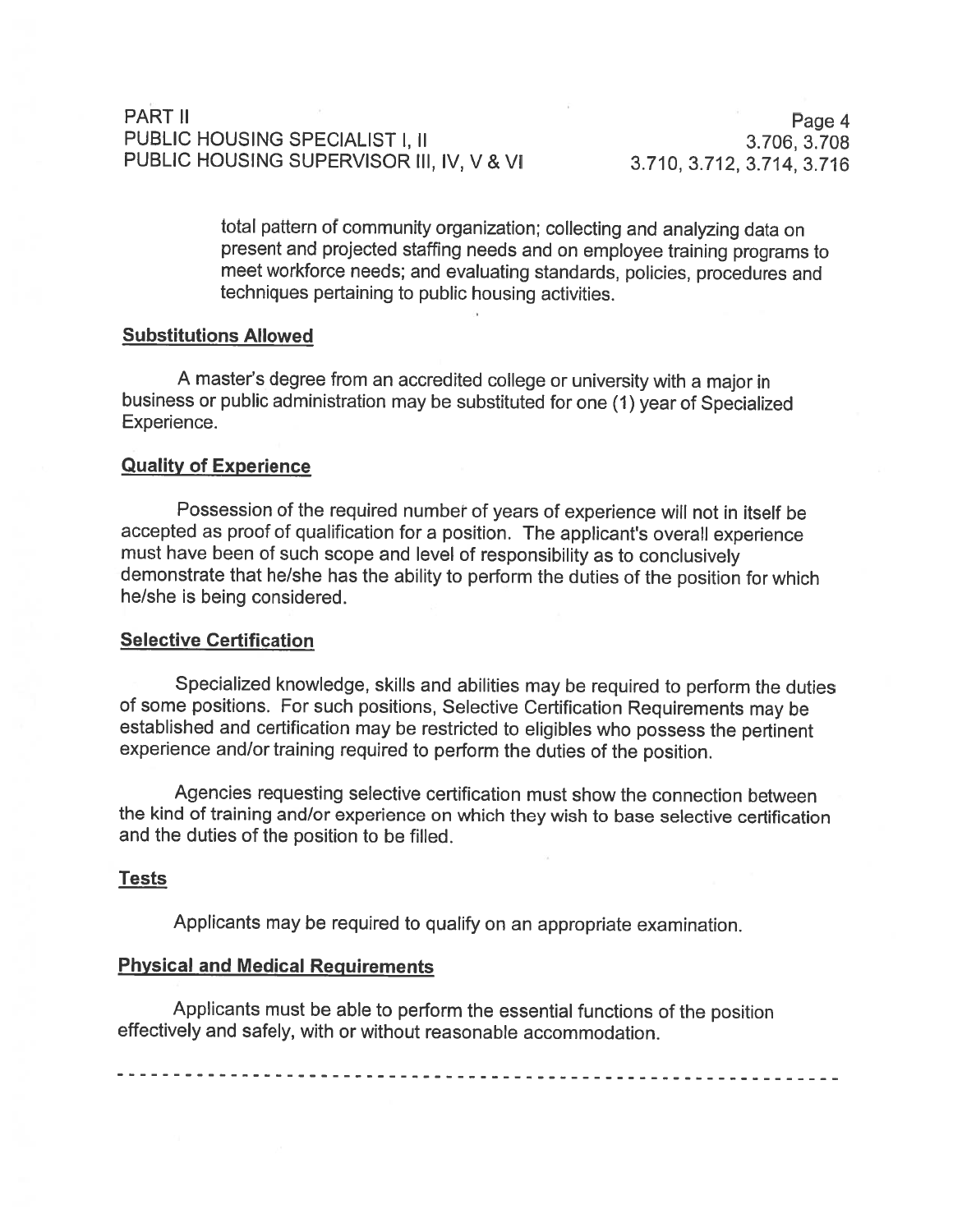total pattern of community organization; collecting and analyzing data on present and projected staffing needs and on employee training programs to meet workforce needs; and evaluating standards, policies, procedures and techniques pertaining to public housing activities.

**Substitutions Allowed**

A master's degree from an accredited college or university with a major in business or public administration may be substituted for one (1) year of Specialized Experience.

**Quality of Experience**

Possession of the required number of years of experience will not in itself be accepted as proof of qualification for a position. The applicant's overall experience must have been of such scope and level of responsibility as to conclusively demonstrate that he/she has the ability to perform the duties of the position for which he/she is being considered.

**Selective Certification**

Specialized knowledge, skills and abilities may be required to perform the duties of some positions. For such positions, Selective Certification Requirements may be established and certification may be restricted to eligibles who possess the pertinent experience and/or training required to perform the duties of the position.

Agencies requesting selective certification must show the connection between the kind of training and/or experience on which they wish to base selective certification and the duties of the position to be filled.

**Tests**

Applicants may be required to qualify on an appropriate examination.

**Physical and Medical Requirements**

Applicants must be able to perform the essential functions of the position effectively and safely, with or without reasonable accommodation.

---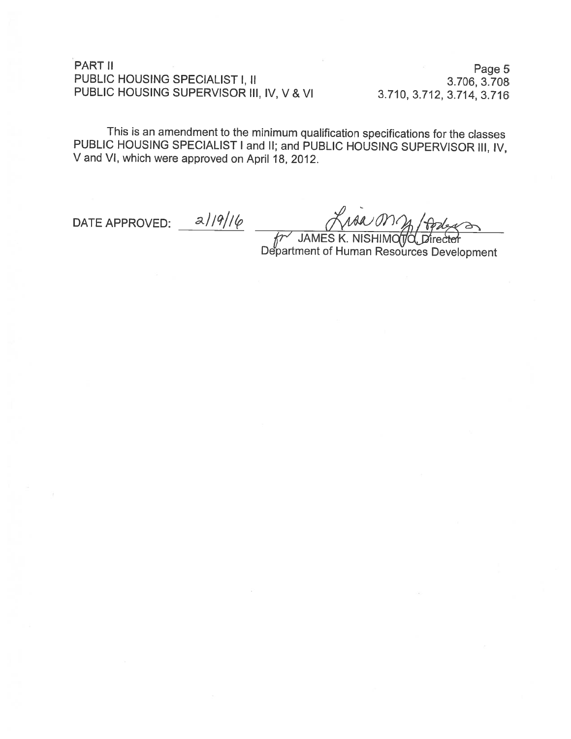This is an amendment to the minimum qualification specifications for the classes PUBLIC HOUSING SPECIALIST I and II; and PUBLIC HOUSING SUPERVISOR III, IV, V and VI, which were approved on April 18, 2012.

DATE APPROVED: 2/19/16

for JAMES K. NISHIMOTO, Director
Department of Human Resources Development